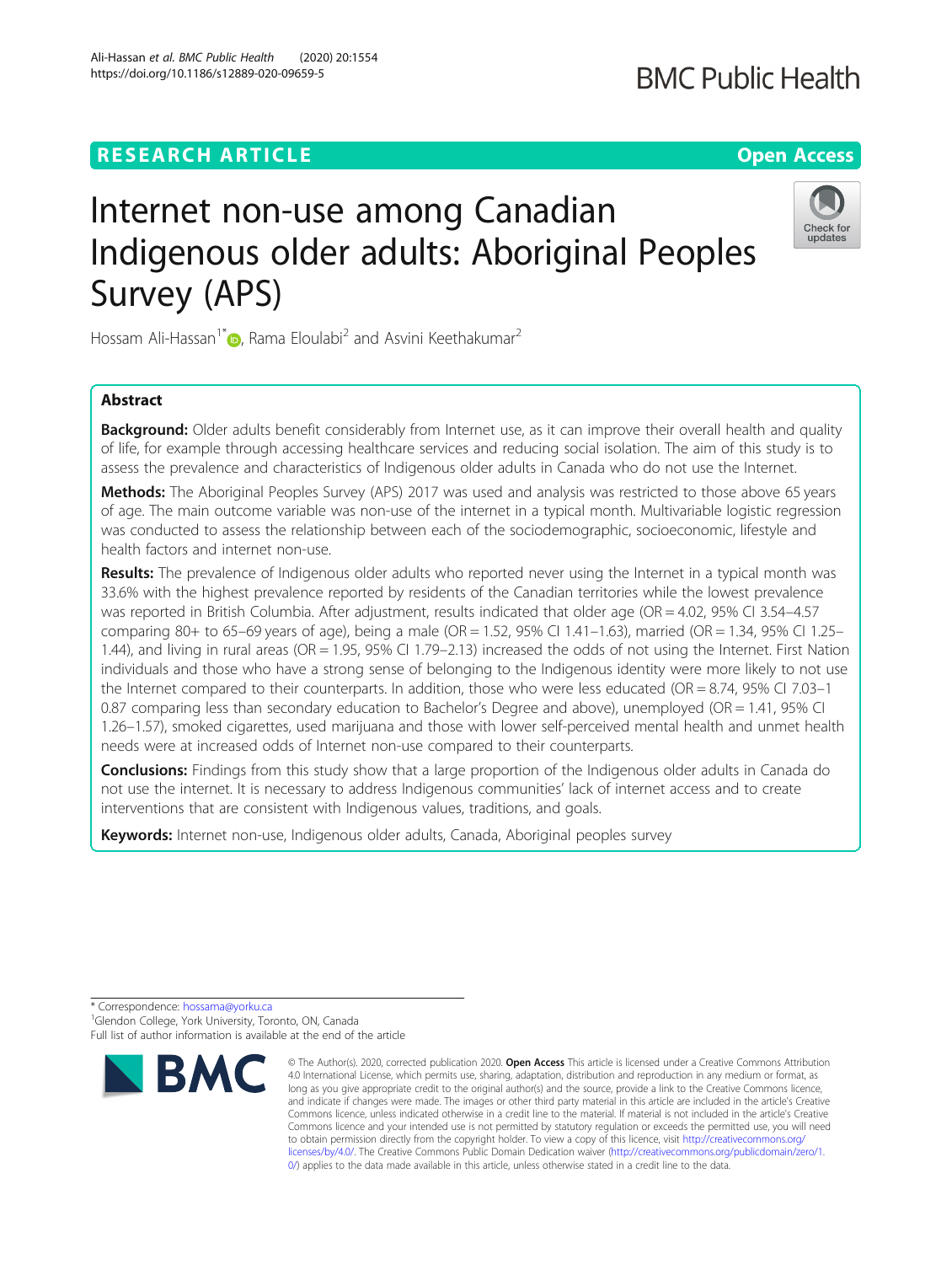RESEARCH ARTICLE

Open Access

# Internet non-use among Canadian Indigenous older adults: Aboriginal Peoples Survey (APS)

Hossam Ali-Hassan[1*], Rama Eloulabi[2] and Asvini Keethakumar[2]

## Abstract

**Background:** Older adults benefit considerably from Internet use, as it can improve their overall health and quality of life, for example through accessing healthcare services and reducing social isolation. The aim of this study is to assess the prevalence and characteristics of Indigenous older adults in Canada who do not use the Internet.

**Methods:** The Aboriginal Peoples Survey (APS) 2017 was used and analysis was restricted to those above 65 years of age. The main outcome variable was non-use of the internet in a typical month. Multivariable logistic regression was conducted to assess the relationship between each of the sociodemographic, socioeconomic, lifestyle and health factors and internet non-use.

**Results:** The prevalence of Indigenous older adults who reported never using the Internet in a typical month was 33.6% with the highest prevalence reported by residents of the Canadian territories while the lowest prevalence was reported in British Columbia. After adjustment, results indicated that older age (OR = 4.02, 95% CI 3.54–4.57 comparing 80+ to 65–69 years of age), being a male (OR = 1.52, 95% CI 1.41–1.63), married (OR = 1.34, 95% CI 1.25–1.44), and living in rural areas (OR = 1.95, 95% CI 1.79–2.13) increased the odds of not using the Internet. First Nation individuals and those who have a strong sense of belonging to the Indigenous identity were more likely to not use the Internet compared to their counterparts. In addition, those who were less educated (OR = 8.74, 95% CI 7.03–10.87 comparing less than secondary education to Bachelor's Degree and above), unemployed (OR = 1.41, 95% CI 1.26–1.57), smoked cigarettes, used marijuana and those with lower self-perceived mental health and unmet health needs were at increased odds of Internet non-use compared to their counterparts.

**Conclusions:** Findings from this study show that a large proportion of the Indigenous older adults in Canada do not use the internet. It is necessary to address Indigenous communities' lack of internet access and to create interventions that are consistent with Indigenous values, traditions, and goals.

**Keywords:** Internet non-use, Indigenous older adults, Canada, Aboriginal peoples survey

\* Correspondence: hossama@yorku.ca
[1]Glendon College, York University, Toronto, ON, Canada
Full list of author information is available at the end of the article

© The Author(s). 2020, corrected publication 2020. **Open Access** This article is licensed under a Creative Commons Attribution 4.0 International License, which permits use, sharing, adaptation, distribution and reproduction in any medium or format, as long as you give appropriate credit to the original author(s) and the source, provide a link to the Creative Commons licence, and indicate if changes were made. The images or other third party material in this article are included in the article's Creative Commons licence, unless indicated otherwise in a credit line to the material. If material is not included in the article's Creative Commons licence and your intended use is not permitted by statutory regulation or exceeds the permitted use, you will need to obtain permission directly from the copyright holder. To view a copy of this licence, visit http://creativecommons.org/licenses/by/4.0/. The Creative Commons Public Domain Dedication waiver (http://creativecommons.org/publicdomain/zero/1.0/) applies to the data made available in this article, unless otherwise stated in a credit line to the data.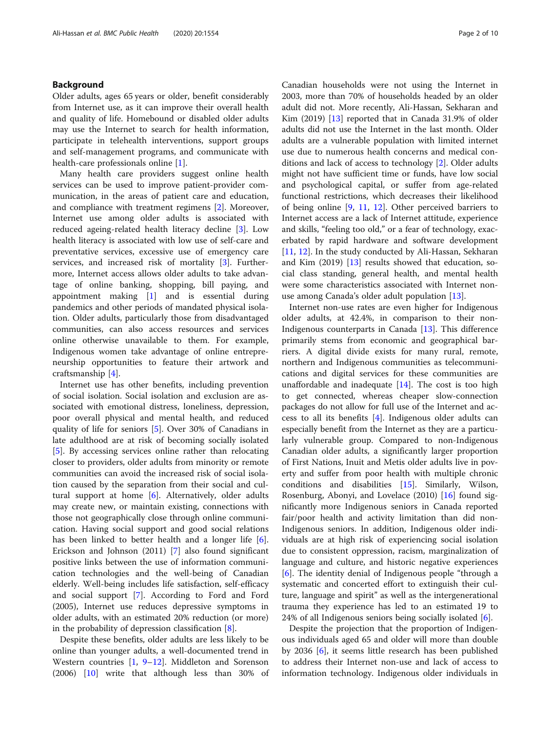## Background

Older adults, ages 65 years or older, benefit considerably from Internet use, as it can improve their overall health and quality of life. Homebound or disabled older adults may use the Internet to search for health information, participate in telehealth interventions, support groups and self-management programs, and communicate with health-care professionals online [1].

Many health care providers suggest online health services can be used to improve patient-provider communication, in the areas of patient care and education, and compliance with treatment regimens [2]. Moreover, Internet use among older adults is associated with reduced ageing-related health literacy decline [3]. Low health literacy is associated with low use of self-care and preventative services, excessive use of emergency care services, and increased risk of mortality [3]. Furthermore, Internet access allows older adults to take advantage of online banking, shopping, bill paying, and appointment making [1] and is essential during pandemics and other periods of mandated physical isolation. Older adults, particularly those from disadvantaged communities, can also access resources and services online otherwise unavailable to them. For example, Indigenous women take advantage of online entrepreneurship opportunities to feature their artwork and craftsmanship [4].

Internet use has other benefits, including prevention of social isolation. Social isolation and exclusion are associated with emotional distress, loneliness, depression, poor overall physical and mental health, and reduced quality of life for seniors [5]. Over 30% of Canadians in late adulthood are at risk of becoming socially isolated [5]. By accessing services online rather than relocating closer to providers, older adults from minority or remote communities can avoid the increased risk of social isolation caused by the separation from their social and cultural support at home [6]. Alternatively, older adults may create new, or maintain existing, connections with those not geographically close through online communication. Having social support and good social relations has been linked to better health and a longer life [6]. Erickson and Johnson (2011) [7] also found significant positive links between the use of information communication technologies and the well-being of Canadian elderly. Well-being includes life satisfaction, self-efficacy and social support [7]. According to Ford and Ford (2005), Internet use reduces depressive symptoms in older adults, with an estimated 20% reduction (or more) in the probability of depression classification [8].

Despite these benefits, older adults are less likely to be online than younger adults, a well-documented trend in Western countries [1, 9–12]. Middleton and Sorenson (2006) [10] write that although less than 30% of Canadian households were not using the Internet in 2003, more than 70% of households headed by an older adult did not. More recently, Ali-Hassan, Sekharan and Kim (2019) [13] reported that in Canada 31.9% of older adults did not use the Internet in the last month. Older adults are a vulnerable population with limited internet use due to numerous health concerns and medical conditions and lack of access to technology [2]. Older adults might not have sufficient time or funds, have low social and psychological capital, or suffer from age-related functional restrictions, which decreases their likelihood of being online [9, 11, 12]. Other perceived barriers to Internet access are a lack of Internet attitude, experience and skills, "feeling too old," or a fear of technology, exacerbated by rapid hardware and software development [11, 12]. In the study conducted by Ali-Hassan, Sekharan and Kim (2019) [13] results showed that education, social class standing, general health, and mental health were some characteristics associated with Internet non-use among Canada's older adult population [13].

Internet non-use rates are even higher for Indigenous older adults, at 42.4%, in comparison to their non-Indigenous counterparts in Canada [13]. This difference primarily stems from economic and geographical barriers. A digital divide exists for many rural, remote, northern and Indigenous communities as telecommunications and digital services for these communities are unaffordable and inadequate [14]. The cost is too high to get connected, whereas cheaper slow-connection packages do not allow for full use of the Internet and access to all its benefits [4]. Indigenous older adults can especially benefit from the Internet as they are a particularly vulnerable group. Compared to non-Indigenous Canadian older adults, a significantly larger proportion of First Nations, Inuit and Metis older adults live in poverty and suffer from poor health with multiple chronic conditions and disabilities [15]. Similarly, Wilson, Rosenburg, Abonyi, and Lovelace (2010) [16] found significantly more Indigenous seniors in Canada reported fair/poor health and activity limitation than did non-Indigenous seniors. In addition, Indigenous older individuals are at high risk of experiencing social isolation due to consistent oppression, racism, marginalization of language and culture, and historic negative experiences [6]. The identity denial of Indigenous people "through a systematic and concerted effort to extinguish their culture, language and spirit" as well as the intergenerational trauma they experience has led to an estimated 19 to 24% of all Indigenous seniors being socially isolated [6].

Despite the projection that the proportion of Indigenous individuals aged 65 and older will more than double by 2036 [6], it seems little research has been published to address their Internet non-use and lack of access to information technology. Indigenous older individuals in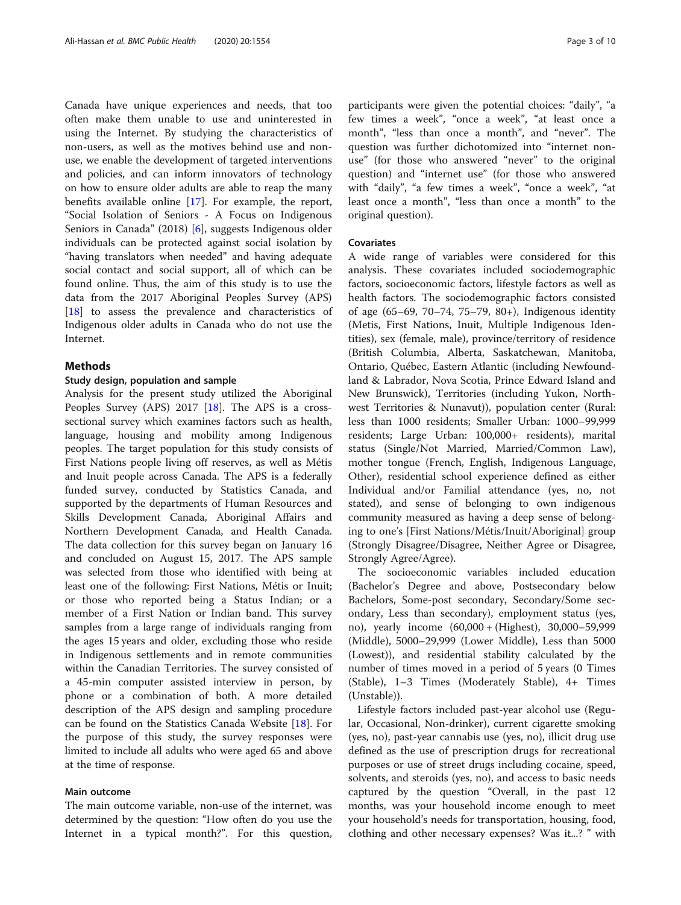Canada have unique experiences and needs, that too often make them unable to use and uninterested in using the Internet. By studying the characteristics of non-users, as well as the motives behind use and non-use, we enable the development of targeted interventions and policies, and can inform innovators of technology on how to ensure older adults are able to reap the many benefits available online [17]. For example, the report, "Social Isolation of Seniors - A Focus on Indigenous Seniors in Canada" (2018) [6], suggests Indigenous older individuals can be protected against social isolation by "having translators when needed" and having adequate social contact and social support, all of which can be found online. Thus, the aim of this study is to use the data from the 2017 Aboriginal Peoples Survey (APS) [18] to assess the prevalence and characteristics of Indigenous older adults in Canada who do not use the Internet.

## Methods

### Study design, population and sample

Analysis for the present study utilized the Aboriginal Peoples Survey (APS) 2017 [18]. The APS is a cross-sectional survey which examines factors such as health, language, housing and mobility among Indigenous peoples. The target population for this study consists of First Nations people living off reserves, as well as Métis and Inuit people across Canada. The APS is a federally funded survey, conducted by Statistics Canada, and supported by the departments of Human Resources and Skills Development Canada, Aboriginal Affairs and Northern Development Canada, and Health Canada. The data collection for this survey began on January 16 and concluded on August 15, 2017. The APS sample was selected from those who identified with being at least one of the following: First Nations, Métis or Inuit; or those who reported being a Status Indian; or a member of a First Nation or Indian band. This survey samples from a large range of individuals ranging from the ages 15 years and older, excluding those who reside in Indigenous settlements and in remote communities within the Canadian Territories. The survey consisted of a 45-min computer assisted interview in person, by phone or a combination of both. A more detailed description of the APS design and sampling procedure can be found on the Statistics Canada Website [18]. For the purpose of this study, the survey responses were limited to include all adults who were aged 65 and above at the time of response.

### Main outcome

The main outcome variable, non-use of the internet, was determined by the question: "How often do you use the Internet in a typical month?". For this question, participants were given the potential choices: "daily", "a few times a week", "once a week", "at least once a month", "less than once a month", and "never". The question was further dichotomized into "internet non-use" (for those who answered "never" to the original question) and "internet use" (for those who answered with "daily", "a few times a week", "once a week", "at least once a month", "less than once a month" to the original question).

### Covariates

A wide range of variables were considered for this analysis. These covariates included sociodemographic factors, socioeconomic factors, lifestyle factors as well as health factors. The sociodemographic factors consisted of age (65–69, 70–74, 75–79, 80+), Indigenous identity (Metis, First Nations, Inuit, Multiple Indigenous Identities), sex (female, male), province/territory of residence (British Columbia, Alberta, Saskatchewan, Manitoba, Ontario, Québec, Eastern Atlantic (including Newfoundland & Labrador, Nova Scotia, Prince Edward Island and New Brunswick), Territories (including Yukon, Northwest Territories & Nunavut)), population center (Rural: less than 1000 residents; Smaller Urban: 1000–99,999 residents; Large Urban: 100,000+ residents), marital status (Single/Not Married, Married/Common Law), mother tongue (French, English, Indigenous Language, Other), residential school experience defined as either Individual and/or Familial attendance (yes, no, not stated), and sense of belonging to own indigenous community measured as having a deep sense of belonging to one's [First Nations/Métis/Inuit/Aboriginal] group (Strongly Disagree/Disagree, Neither Agree or Disagree, Strongly Agree/Agree).

The socioeconomic variables included education (Bachelor's Degree and above, Postsecondary below Bachelors, Some-post secondary, Secondary/Some secondary, Less than secondary), employment status (yes, no), yearly income (60,000 + (Highest), 30,000–59,999 (Middle), 5000–29,999 (Lower Middle), Less than 5000 (Lowest)), and residential stability calculated by the number of times moved in a period of 5 years (0 Times (Stable), 1–3 Times (Moderately Stable), 4+ Times (Unstable)).

Lifestyle factors included past-year alcohol use (Regular, Occasional, Non-drinker), current cigarette smoking (yes, no), past-year cannabis use (yes, no), illicit drug use defined as the use of prescription drugs for recreational purposes or use of street drugs including cocaine, speed, solvents, and steroids (yes, no), and access to basic needs captured by the question "Overall, in the past 12 months, was your household income enough to meet your household's needs for transportation, housing, food, clothing and other necessary expenses? Was it...? " with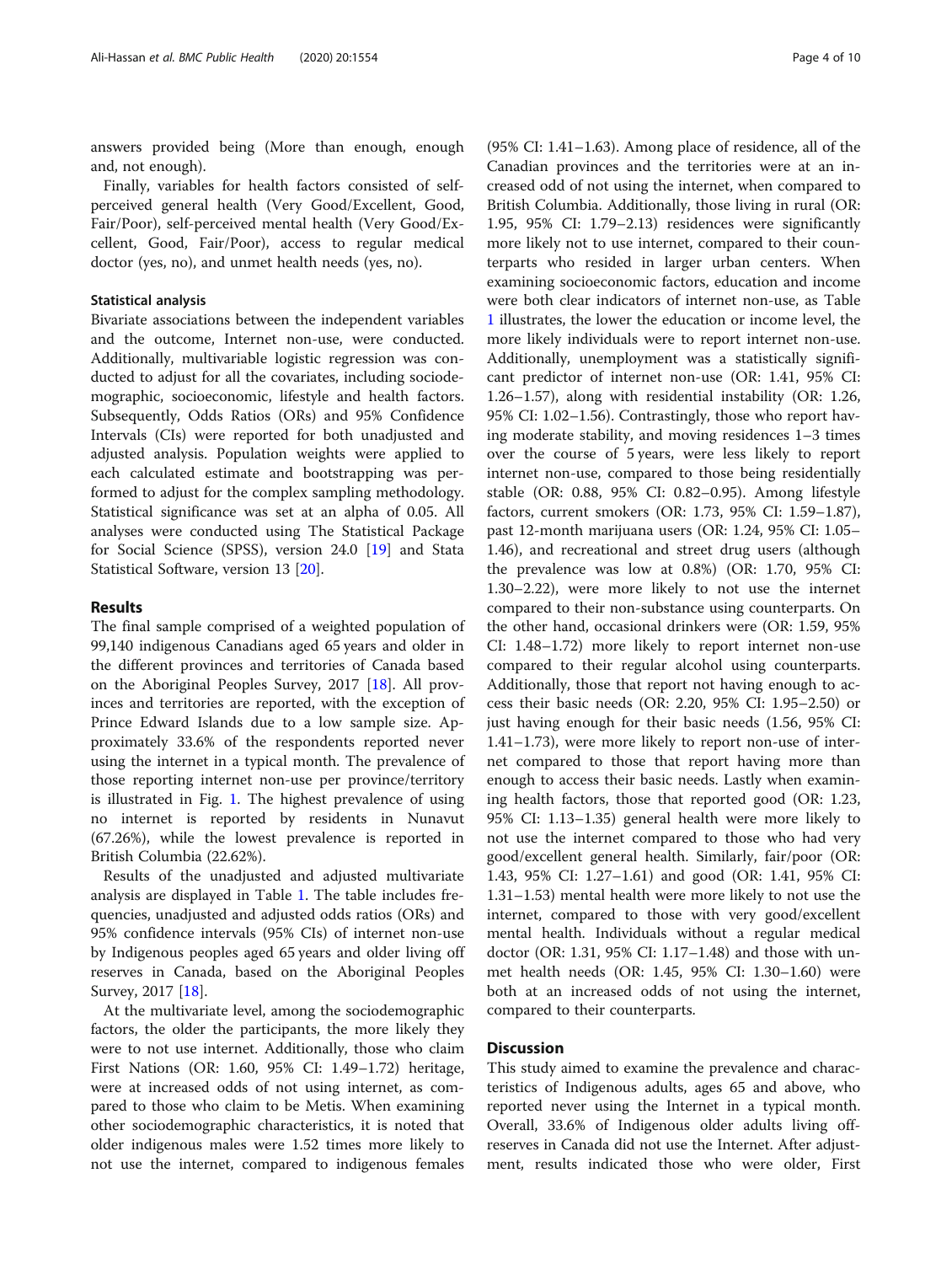answers provided being (More than enough, enough and, not enough).

Finally, variables for health factors consisted of self-perceived general health (Very Good/Excellent, Good, Fair/Poor), self-perceived mental health (Very Good/Excellent, Good, Fair/Poor), access to regular medical doctor (yes, no), and unmet health needs (yes, no).

### Statistical analysis

Bivariate associations between the independent variables and the outcome, Internet non-use, were conducted. Additionally, multivariable logistic regression was conducted to adjust for all the covariates, including sociodemographic, socioeconomic, lifestyle and health factors. Subsequently, Odds Ratios (ORs) and 95% Confidence Intervals (CIs) were reported for both unadjusted and adjusted analysis. Population weights were applied to each calculated estimate and bootstrapping was performed to adjust for the complex sampling methodology. Statistical significance was set at an alpha of 0.05. All analyses were conducted using The Statistical Package for Social Science (SPSS), version 24.0 [19] and Stata Statistical Software, version 13 [20].

## Results

The final sample comprised of a weighted population of 99,140 indigenous Canadians aged 65 years and older in the different provinces and territories of Canada based on the Aboriginal Peoples Survey, 2017 [18]. All provinces and territories are reported, with the exception of Prince Edward Islands due to a low sample size. Approximately 33.6% of the respondents reported never using the internet in a typical month. The prevalence of those reporting internet non-use per province/territory is illustrated in Fig. 1. The highest prevalence of using no internet is reported by residents in Nunavut (67.26%), while the lowest prevalence is reported in British Columbia (22.62%).

Results of the unadjusted and adjusted multivariate analysis are displayed in Table 1. The table includes frequencies, unadjusted and adjusted odds ratios (ORs) and 95% confidence intervals (95% CIs) of internet non-use by Indigenous peoples aged 65 years and older living off reserves in Canada, based on the Aboriginal Peoples Survey, 2017 [18].

At the multivariate level, among the sociodemographic factors, the older the participants, the more likely they were to not use internet. Additionally, those who claim First Nations (OR: 1.60, 95% CI: 1.49–1.72) heritage, were at increased odds of not using internet, as compared to those who claim to be Metis. When examining other sociodemographic characteristics, it is noted that older indigenous males were 1.52 times more likely to not use the internet, compared to indigenous females (95% CI: 1.41–1.63). Among place of residence, all of the Canadian provinces and the territories were at an increased odd of not using the internet, when compared to British Columbia. Additionally, those living in rural (OR: 1.95, 95% CI: 1.79–2.13) residences were significantly more likely not to use internet, compared to their counterparts who resided in larger urban centers. When examining socioeconomic factors, education and income were both clear indicators of internet non-use, as Table 1 illustrates, the lower the education or income level, the more likely individuals were to report internet non-use. Additionally, unemployment was a statistically significant predictor of internet non-use (OR: 1.41, 95% CI: 1.26–1.57), along with residential instability (OR: 1.26, 95% CI: 1.02–1.56). Contrastingly, those who report having moderate stability, and moving residences 1–3 times over the course of 5 years, were less likely to report internet non-use, compared to those being residentially stable (OR: 0.88, 95% CI: 0.82–0.95). Among lifestyle factors, current smokers (OR: 1.73, 95% CI: 1.59–1.87), past 12-month marijuana users (OR: 1.24, 95% CI: 1.05–1.46), and recreational and street drug users (although the prevalence was low at 0.8%) (OR: 1.70, 95% CI: 1.30–2.22), were more likely to not use the internet compared to their non-substance using counterparts. On the other hand, occasional drinkers were (OR: 1.59, 95% CI: 1.48–1.72) more likely to report internet non-use compared to their regular alcohol using counterparts. Additionally, those that report not having enough to access their basic needs (OR: 2.20, 95% CI: 1.95–2.50) or just having enough for their basic needs (1.56, 95% CI: 1.41–1.73), were more likely to report non-use of internet compared to those that report having more than enough to access their basic needs. Lastly when examining health factors, those that reported good (OR: 1.23, 95% CI: 1.13–1.35) general health were more likely to not use the internet compared to those who had very good/excellent general health. Similarly, fair/poor (OR: 1.43, 95% CI: 1.27–1.61) and good (OR: 1.41, 95% CI: 1.31–1.53) mental health were more likely to not use the internet, compared to those with very good/excellent mental health. Individuals without a regular medical doctor (OR: 1.31, 95% CI: 1.17–1.48) and those with unmet health needs (OR: 1.45, 95% CI: 1.30–1.60) were both at an increased odds of not using the internet, compared to their counterparts.

## Discussion

This study aimed to examine the prevalence and characteristics of Indigenous adults, ages 65 and above, who reported never using the Internet in a typical month. Overall, 33.6% of Indigenous older adults living off-reserves in Canada did not use the Internet. After adjustment, results indicated those who were older, First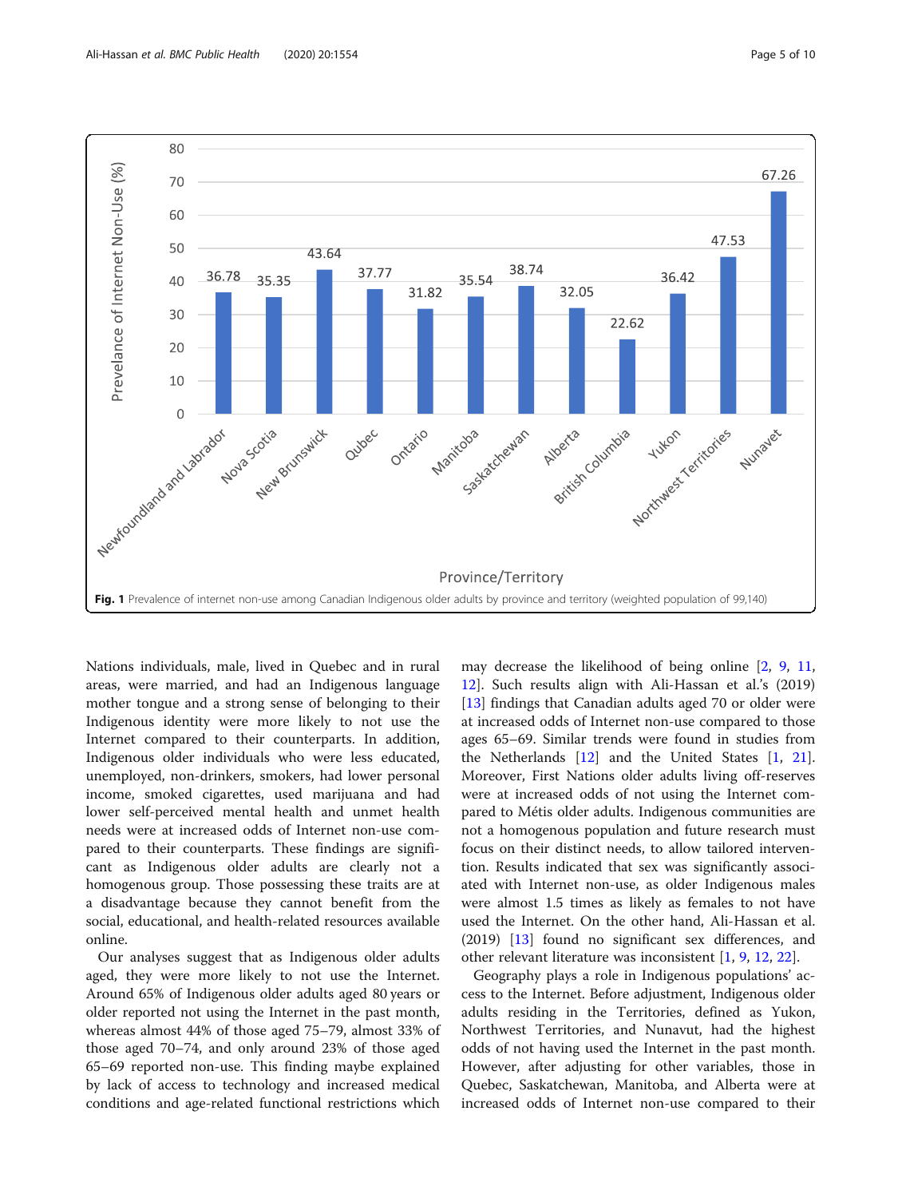Fig. 1 Prevalence of internet non-use among Canadian Indigenous older adults by province and territory (weighted population of 99,140)

Nations individuals, male, lived in Quebec and in rural areas, were married, and had an Indigenous language mother tongue and a strong sense of belonging to their Indigenous identity were more likely to not use the Internet compared to their counterparts. In addition, Indigenous older individuals who were less educated, unemployed, non-drinkers, smokers, had lower personal income, smoked cigarettes, used marijuana and had lower self-perceived mental health and unmet health needs were at increased odds of Internet non-use compared to their counterparts. These findings are significant as Indigenous older adults are clearly not a homogenous group. Those possessing these traits are at a disadvantage because they cannot benefit from the social, educational, and health-related resources available online.

Our analyses suggest that as Indigenous older adults aged, they were more likely to not use the Internet. Around 65% of Indigenous older adults aged 80 years or older reported not using the Internet in the past month, whereas almost 44% of those aged 75–79, almost 33% of those aged 70–74, and only around 23% of those aged 65–69 reported non-use. This finding maybe explained by lack of access to technology and increased medical conditions and age-related functional restrictions which may decrease the likelihood of being online [2, 9, 11, 12]. Such results align with Ali-Hassan et al.'s (2019) [13] findings that Canadian adults aged 70 or older were at increased odds of Internet non-use compared to those ages 65–69. Similar trends were found in studies from the Netherlands [12] and the United States [1, 21]. Moreover, First Nations older adults living off-reserves were at increased odds of not using the Internet compared to Métis older adults. Indigenous communities are not a homogenous population and future research must focus on their distinct needs, to allow tailored intervention. Results indicated that sex was significantly associated with Internet non-use, as older Indigenous males were almost 1.5 times as likely as females to not have used the Internet. On the other hand, Ali-Hassan et al. (2019) [13] found no significant sex differences, and other relevant literature was inconsistent [1, 9, 12, 22].

Geography plays a role in Indigenous populations' access to the Internet. Before adjustment, Indigenous older adults residing in the Territories, defined as Yukon, Northwest Territories, and Nunavut, had the highest odds of not having used the Internet in the past month. However, after adjusting for other variables, those in Quebec, Saskatchewan, Manitoba, and Alberta were at increased odds of Internet non-use compared to their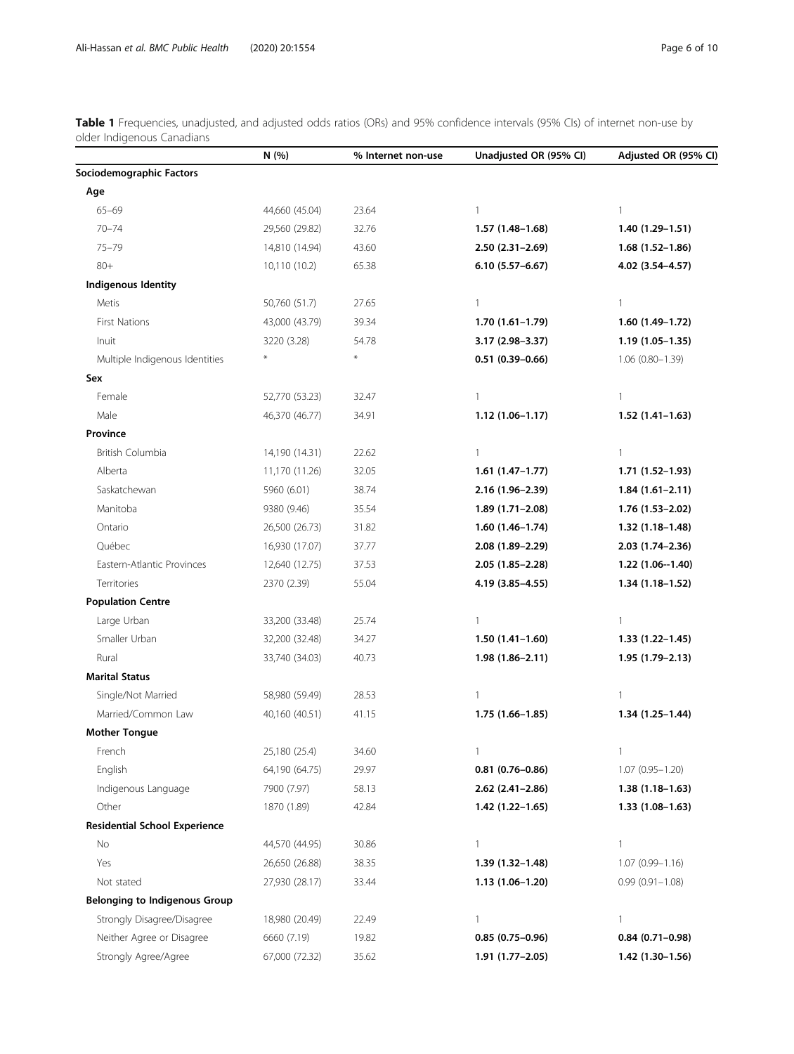**Table 1** Frequencies, unadjusted, and adjusted odds ratios (ORs) and 95% confidence intervals (95% CIs) of internet non-use by older Indigenous Canadians

| | N (%) | % Internet non-use | Unadjusted OR (95% CI) | Adjusted OR (95% CI) |
|---|---|---|---|---|
| **Sociodemographic Factors** | | | | |
| **Age** | | | | |
| 65–69 | 44,660 (45.04) | 23.64 | 1 | 1 |
| 70–74 | 29,560 (29.82) | 32.76 | **1.57 (1.48–1.68)** | **1.40 (1.29–1.51)** |
| 75–79 | 14,810 (14.94) | 43.60 | **2.50 (2.31–2.69)** | **1.68 (1.52–1.86)** |
| 80+ | 10,110 (10.2) | 65.38 | **6.10 (5.57–6.67)** | **4.02 (3.54–4.57)** |
| **Indigenous Identity** | | | | |
| Metis | 50,760 (51.7) | 27.65 | 1 | 1 |
| First Nations | 43,000 (43.79) | 39.34 | **1.70 (1.61–1.79)** | **1.60 (1.49–1.72)** |
| Inuit | 3220 (3.28) | 54.78 | **3.17 (2.98–3.37)** | **1.19 (1.05–1.35)** |
| Multiple Indigenous Identities | * | * | **0.51 (0.39–0.66)** | 1.06 (0.80–1.39) |
| **Sex** | | | | |
| Female | 52,770 (53.23) | 32.47 | 1 | 1 |
| Male | 46,370 (46.77) | 34.91 | **1.12 (1.06–1.17)** | **1.52 (1.41–1.63)** |
| **Province** | | | | |
| British Columbia | 14,190 (14.31) | 22.62 | 1 | 1 |
| Alberta | 11,170 (11.26) | 32.05 | **1.61 (1.47–1.77)** | **1.71 (1.52–1.93)** |
| Saskatchewan | 5960 (6.01) | 38.74 | **2.16 (1.96–2.39)** | **1.84 (1.61–2.11)** |
| Manitoba | 9380 (9.46) | 35.54 | **1.89 (1.71–2.08)** | **1.76 (1.53–2.02)** |
| Ontario | 26,500 (26.73) | 31.82 | **1.60 (1.46–1.74)** | **1.32 (1.18–1.48)** |
| Québec | 16,930 (17.07) | 37.77 | **2.08 (1.89–2.29)** | **2.03 (1.74–2.36)** |
| Eastern-Atlantic Provinces | 12,640 (12.75) | 37.53 | **2.05 (1.85–2.28)** | **1.22 (1.06--1.40)** |
| Territories | 2370 (2.39) | 55.04 | **4.19 (3.85–4.55)** | **1.34 (1.18–1.52)** |
| **Population Centre** | | | | |
| Large Urban | 33,200 (33.48) | 25.74 | 1 | 1 |
| Smaller Urban | 32,200 (32.48) | 34.27 | **1.50 (1.41–1.60)** | **1.33 (1.22–1.45)** |
| Rural | 33,740 (34.03) | 40.73 | **1.98 (1.86–2.11)** | **1.95 (1.79–2.13)** |
| **Marital Status** | | | | |
| Single/Not Married | 58,980 (59.49) | 28.53 | 1 | 1 |
| Married/Common Law | 40,160 (40.51) | 41.15 | **1.75 (1.66–1.85)** | **1.34 (1.25–1.44)** |
| **Mother Tongue** | | | | |
| French | 25,180 (25.4) | 34.60 | 1 | 1 |
| English | 64,190 (64.75) | 29.97 | **0.81 (0.76–0.86)** | 1.07 (0.95–1.20) |
| Indigenous Language | 7900 (7.97) | 58.13 | **2.62 (2.41–2.86)** | **1.38 (1.18–1.63)** |
| Other | 1870 (1.89) | 42.84 | **1.42 (1.22–1.65)** | **1.33 (1.08–1.63)** |
| **Residential School Experience** | | | | |
| No | 44,570 (44.95) | 30.86 | 1 | 1 |
| Yes | 26,650 (26.88) | 38.35 | **1.39 (1.32–1.48)** | 1.07 (0.99–1.16) |
| Not stated | 27,930 (28.17) | 33.44 | **1.13 (1.06–1.20)** | 0.99 (0.91–1.08) |
| **Belonging to Indigenous Group** | | | | |
| Strongly Disagree/Disagree | 18,980 (20.49) | 22.49 | 1 | 1 |
| Neither Agree or Disagree | 6660 (7.19) | 19.82 | **0.85 (0.75–0.96)** | **0.84 (0.71–0.98)** |
| Strongly Agree/Agree | 67,000 (72.32) | 35.62 | **1.91 (1.77–2.05)** | **1.42 (1.30–1.56)** |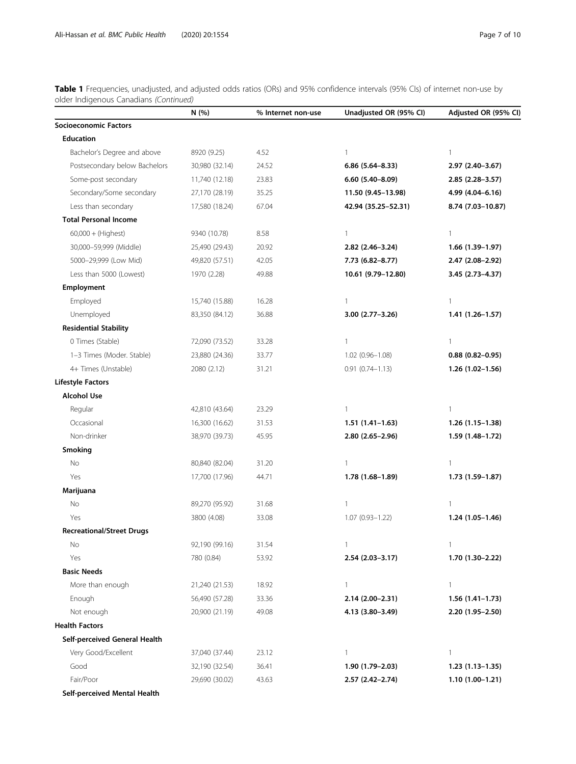**Table 1** Frequencies, unadjusted, and adjusted odds ratios (ORs) and 95% confidence intervals (95% CIs) of internet non-use by older Indigenous Canadians *(Continued)*

| | N (%) | % Internet non-use | Unadjusted OR (95% CI) | Adjusted OR (95% CI) |
|---|---|---|---|---|
| **Socioeconomic Factors** | | | | |
| **Education** | | | | |
| Bachelor's Degree and above | 8920 (9.25) | 4.52 | 1 | 1 |
| Postsecondary below Bachelors | 30,980 (32.14) | 24.52 | **6.86 (5.64–8.33)** | **2.97 (2.40–3.67)** |
| Some-post secondary | 11,740 (12.18) | 23.83 | **6.60 (5.40–8.09)** | **2.85 (2.28–3.57)** |
| Secondary/Some secondary | 27,170 (28.19) | 35.25 | **11.50 (9.45–13.98)** | **4.99 (4.04–6.16)** |
| Less than secondary | 17,580 (18.24) | 67.04 | **42.94 (35.25–52.31)** | **8.74 (7.03–10.87)** |
| **Total Personal Income** | | | | |
| 60,000 + (Highest) | 9340 (10.78) | 8.58 | 1 | 1 |
| 30,000–59,999 (Middle) | 25,490 (29.43) | 20.92 | **2.82 (2.46–3.24)** | **1.66 (1.39–1.97)** |
| 5000–29,999 (Low Mid) | 49,820 (57.51) | 42.05 | **7.73 (6.82–8.77)** | **2.47 (2.08–2.92)** |
| Less than 5000 (Lowest) | 1970 (2.28) | 49.88 | **10.61 (9.79–12.80)** | **3.45 (2.73–4.37)** |
| **Employment** | | | | |
| Employed | 15,740 (15.88) | 16.28 | 1 | 1 |
| Unemployed | 83,350 (84.12) | 36.88 | **3.00 (2.77–3.26)** | **1.41 (1.26–1.57)** |
| **Residential Stability** | | | | |
| 0 Times (Stable) | 72,090 (73.52) | 33.28 | 1 | 1 |
| 1–3 Times (Moder. Stable) | 23,880 (24.36) | 33.77 | 1.02 (0.96–1.08) | **0.88 (0.82–0.95)** |
| 4+ Times (Unstable) | 2080 (2.12) | 31.21 | 0.91 (0.74–1.13) | **1.26 (1.02–1.56)** |
| **Lifestyle Factors** | | | | |
| **Alcohol Use** | | | | |
| Regular | 42,810 (43.64) | 23.29 | 1 | 1 |
| Occasional | 16,300 (16.62) | 31.53 | **1.51 (1.41–1.63)** | **1.26 (1.15–1.38)** |
| Non-drinker | 38,970 (39.73) | 45.95 | **2.80 (2.65–2.96)** | **1.59 (1.48–1.72)** |
| **Smoking** | | | | |
| No | 80,840 (82.04) | 31.20 | 1 | 1 |
| Yes | 17,700 (17.96) | 44.71 | **1.78 (1.68–1.89)** | **1.73 (1.59–1.87)** |
| **Marijuana** | | | | |
| No | 89,270 (95.92) | 31.68 | 1 | 1 |
| Yes | 3800 (4.08) | 33.08 | 1.07 (0.93–1.22) | **1.24 (1.05–1.46)** |
| **Recreational/Street Drugs** | | | | |
| No | 92,190 (99.16) | 31.54 | 1 | 1 |
| Yes | 780 (0.84) | 53.92 | **2.54 (2.03–3.17)** | **1.70 (1.30–2.22)** |
| **Basic Needs** | | | | |
| More than enough | 21,240 (21.53) | 18.92 | 1 | 1 |
| Enough | 56,490 (57.28) | 33.36 | **2.14 (2.00–2.31)** | **1.56 (1.41–1.73)** |
| Not enough | 20,900 (21.19) | 49.08 | **4.13 (3.80–3.49)** | **2.20 (1.95–2.50)** |
| **Health Factors** | | | | |
| **Self-perceived General Health** | | | | |
| Very Good/Excellent | 37,040 (37.44) | 23.12 | 1 | 1 |
| Good | 32,190 (32.54) | 36.41 | **1.90 (1.79–2.03)** | **1.23 (1.13–1.35)** |
| Fair/Poor | 29,690 (30.02) | 43.63 | **2.57 (2.42–2.74)** | **1.10 (1.00–1.21)** |
| **Self-perceived Mental Health** | | | | |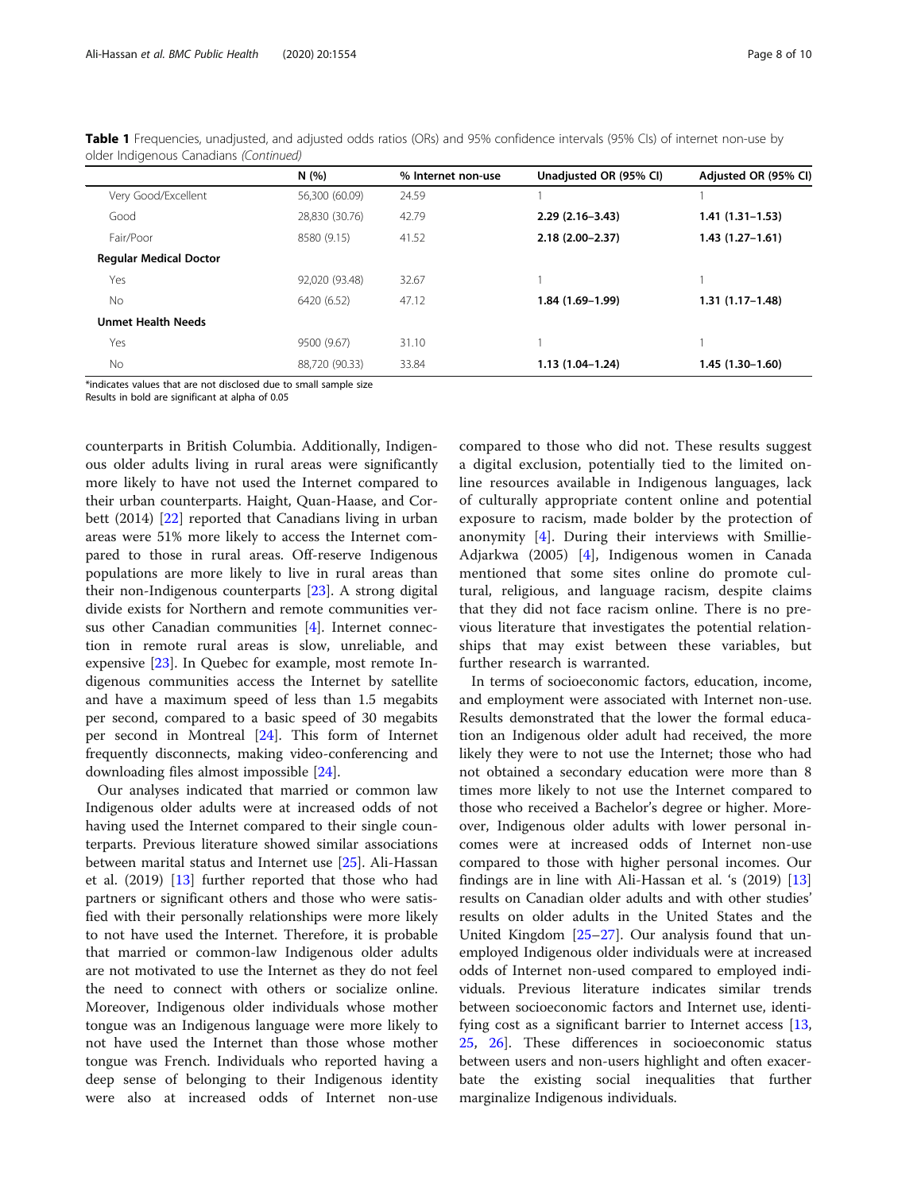**Table 1** Frequencies, unadjusted, and adjusted odds ratios (ORs) and 95% confidence intervals (95% CIs) of internet non-use by older Indigenous Canadians *(Continued)*

| | N (%) | % Internet non-use | Unadjusted OR (95% CI) | Adjusted OR (95% CI) |
|---|---|---|---|---|
| Very Good/Excellent | 56,300 (60.09) | 24.59 | 1 | 1 |
| Good | 28,830 (30.76) | 42.79 | **2.29 (2.16–3.43)** | **1.41 (1.31–1.53)** |
| Fair/Poor | 8580 (9.15) | 41.52 | **2.18 (2.00–2.37)** | **1.43 (1.27–1.61)** |
| **Regular Medical Doctor** | | | | |
| Yes | 92,020 (93.48) | 32.67 | 1 | 1 |
| No | 6420 (6.52) | 47.12 | **1.84 (1.69–1.99)** | **1.31 (1.17–1.48)** |
| **Unmet Health Needs** | | | | |
| Yes | 9500 (9.67) | 31.10 | 1 | 1 |
| No | 88,720 (90.33) | 33.84 | **1.13 (1.04–1.24)** | **1.45 (1.30–1.60)** |

*indicates values that are not disclosed due to small sample size
Results in bold are significant at alpha of 0.05

counterparts in British Columbia. Additionally, Indigenous older adults living in rural areas were significantly more likely to have not used the Internet compared to their urban counterparts. Haight, Quan-Haase, and Corbett (2014) [22] reported that Canadians living in urban areas were 51% more likely to access the Internet compared to those in rural areas. Off-reserve Indigenous populations are more likely to live in rural areas than their non-Indigenous counterparts [23]. A strong digital divide exists for Northern and remote communities versus other Canadian communities [4]. Internet connection in remote rural areas is slow, unreliable, and expensive [23]. In Quebec for example, most remote Indigenous communities access the Internet by satellite and have a maximum speed of less than 1.5 megabits per second, compared to a basic speed of 30 megabits per second in Montreal [24]. This form of Internet frequently disconnects, making video-conferencing and downloading files almost impossible [24].

Our analyses indicated that married or common law Indigenous older adults were at increased odds of not having used the Internet compared to their single counterparts. Previous literature showed similar associations between marital status and Internet use [25]. Ali-Hassan et al. (2019) [13] further reported that those who had partners or significant others and those who were satisfied with their personally relationships were more likely to not have used the Internet. Therefore, it is probable that married or common-law Indigenous older adults are not motivated to use the Internet as they do not feel the need to connect with others or socialize online. Moreover, Indigenous older individuals whose mother tongue was an Indigenous language were more likely to not have used the Internet than those whose mother tongue was French. Individuals who reported having a deep sense of belonging to their Indigenous identity were also at increased odds of Internet non-use compared to those who did not. These results suggest a digital exclusion, potentially tied to the limited online resources available in Indigenous languages, lack of culturally appropriate content online and potential exposure to racism, made bolder by the protection of anonymity [4]. During their interviews with Smillie-Adjarkwa (2005) [4], Indigenous women in Canada mentioned that some sites online do promote cultural, religious, and language racism, despite claims that they did not face racism online. There is no previous literature that investigates the potential relationships that may exist between these variables, but further research is warranted.

In terms of socioeconomic factors, education, income, and employment were associated with Internet non-use. Results demonstrated that the lower the formal education an Indigenous older adult had received, the more likely they were to not use the Internet; those who had not obtained a secondary education were more than 8 times more likely to not use the Internet compared to those who received a Bachelor's degree or higher. Moreover, Indigenous older adults with lower personal incomes were at increased odds of Internet non-use compared to those with higher personal incomes. Our findings are in line with Ali-Hassan et al. 's (2019) [13] results on Canadian older adults and with other studies' results on older adults in the United States and the United Kingdom [25–27]. Our analysis found that unemployed Indigenous older individuals were at increased odds of Internet non-used compared to employed individuals. Previous literature indicates similar trends between socioeconomic factors and Internet use, identifying cost as a significant barrier to Internet access [13, 25, 26]. These differences in socioeconomic status between users and non-users highlight and often exacerbate the existing social inequalities that further marginalize Indigenous individuals.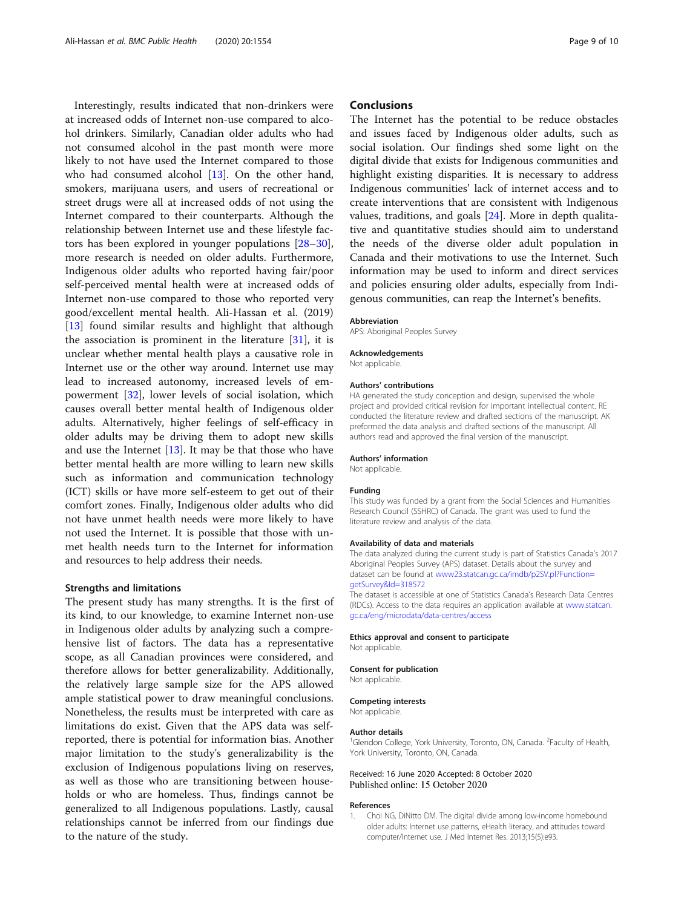Interestingly, results indicated that non-drinkers were at increased odds of Internet non-use compared to alcohol drinkers. Similarly, Canadian older adults who had not consumed alcohol in the past month were more likely to not have used the Internet compared to those who had consumed alcohol [13]. On the other hand, smokers, marijuana users, and users of recreational or street drugs were all at increased odds of not using the Internet compared to their counterparts. Although the relationship between Internet use and these lifestyle factors has been explored in younger populations [28–30], more research is needed on older adults. Furthermore, Indigenous older adults who reported having fair/poor self-perceived mental health were at increased odds of Internet non-use compared to those who reported very good/excellent mental health. Ali-Hassan et al. (2019) [13] found similar results and highlight that although the association is prominent in the literature [31], it is unclear whether mental health plays a causative role in Internet use or the other way around. Internet use may lead to increased autonomy, increased levels of empowerment [32], lower levels of social isolation, which causes overall better mental health of Indigenous older adults. Alternatively, higher feelings of self-efficacy in older adults may be driving them to adopt new skills and use the Internet [13]. It may be that those who have better mental health are more willing to learn new skills such as information and communication technology (ICT) skills or have more self-esteem to get out of their comfort zones. Finally, Indigenous older adults who did not have unmet health needs were more likely to have not used the Internet. It is possible that those with unmet health needs turn to the Internet for information and resources to help address their needs.

### Strengths and limitations

The present study has many strengths. It is the first of its kind, to our knowledge, to examine Internet non-use in Indigenous older adults by analyzing such a comprehensive list of factors. The data has a representative scope, as all Canadian provinces were considered, and therefore allows for better generalizability. Additionally, the relatively large sample size for the APS allowed ample statistical power to draw meaningful conclusions. Nonetheless, the results must be interpreted with care as limitations do exist. Given that the APS data was self-reported, there is potential for information bias. Another major limitation to the study's generalizability is the exclusion of Indigenous populations living on reserves, as well as those who are transitioning between households or who are homeless. Thus, findings cannot be generalized to all Indigenous populations. Lastly, causal relationships cannot be inferred from our findings due to the nature of the study.

## Conclusions

The Internet has the potential to be reduce obstacles and issues faced by Indigenous older adults, such as social isolation. Our findings shed some light on the digital divide that exists for Indigenous communities and highlight existing disparities. It is necessary to address Indigenous communities' lack of internet access and to create interventions that are consistent with Indigenous values, traditions, and goals [24]. More in depth qualitative and quantitative studies should aim to understand the needs of the diverse older adult population in Canada and their motivations to use the Internet. Such information may be used to inform and direct services and policies ensuring older adults, especially from Indigenous communities, can reap the Internet's benefits.

#### Abbreviation

APS: Aboriginal Peoples Survey

#### Acknowledgements

Not applicable.

#### Authors' contributions

HA generated the study conception and design, supervised the whole project and provided critical revision for important intellectual content. RE conducted the literature review and drafted sections of the manuscript. AK preformed the data analysis and drafted sections of the manuscript. All authors read and approved the final version of the manuscript.

#### Authors' information

Not applicable.

#### Funding

This study was funded by a grant from the Social Sciences and Humanities Research Council (SSHRC) of Canada. The grant was used to fund the literature review and analysis of the data.

#### Availability of data and materials

The data analyzed during the current study is part of Statistics Canada's 2017 Aboriginal Peoples Survey (APS) dataset. Details about the survey and dataset can be found at www23.statcan.gc.ca/imdb/p2SV.pl?Function=getSurvey&Id=318572

The dataset is accessible at one of Statistics Canada's Research Data Centres (RDCs). Access to the data requires an application available at www.statcan.gc.ca/eng/microdata/data-centres/access

#### Ethics approval and consent to participate

Not applicable.

#### Consent for publication

Not applicable.

#### Competing interests

Not applicable.

#### Author details

[1]Glendon College, York University, Toronto, ON, Canada. [2]Faculty of Health, York University, Toronto, ON, Canada.

Received: 16 June 2020 Accepted: 8 October 2020
Published online: 15 October 2020

#### References

1. Choi NG, DiNitto DM. The digital divide among low-income homebound older adults: Internet use patterns, eHealth literacy, and attitudes toward computer/Internet use. J Med Internet Res. 2013;15(5):e93.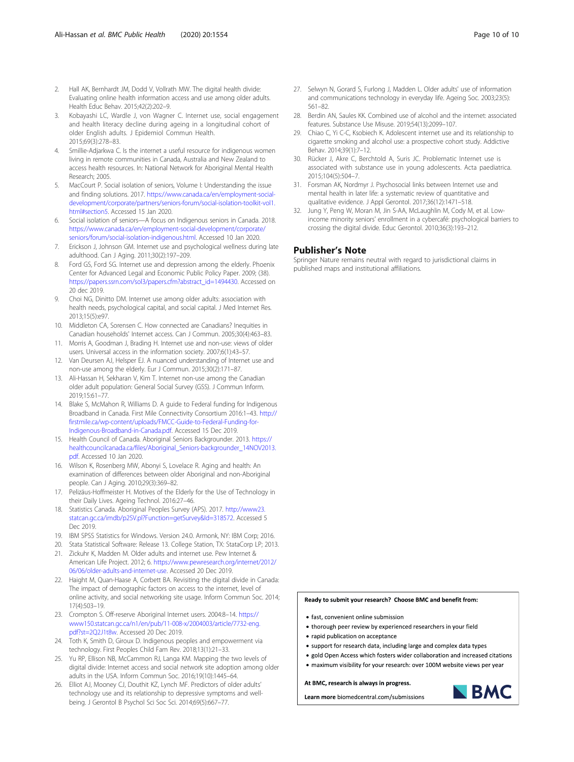2. Hall AK, Bernhardt JM, Dodd V, Vollrath MW. The digital health divide: Evaluating online health information access and use among older adults. Health Educ Behav. 2015;42(2):202–9.
3. Kobayashi LC, Wardle J, von Wagner C. Internet use, social engagement and health literacy decline during ageing in a longitudinal cohort of older English adults. J Epidemiol Commun Health. 2015;69(3):278–83.
4. Smillie-Adjarkwa C. Is the internet a useful resource for indigenous women living in remote communities in Canada, Australia and New Zealand to access health resources. In: National Network for Aboriginal Mental Health Research; 2005.
5. MacCourt P. Social isolation of seniors, Volume I: Understanding the issue and finding solutions. 2017. https://www.canada.ca/en/employment-social-development/corporate/partners/seniors-forum/social-isolation-toolkit-vol1.html#section5. Accessed 15 Jan 2020.
6. Social isolation of seniors—A focus on Indigenous seniors in Canada. 2018. https://www.canada.ca/en/employment-social-development/corporate/seniors/forum/social-isolation-indigenous.html. Accessed 10 Jan 2020.
7. Erickson J, Johnson GM. Internet use and psychological wellness during late adulthood. Can J Aging. 2011;30(2):197–209.
8. Ford GS, Ford SG. Internet use and depression among the elderly. Phoenix Center for Advanced Legal and Economic Public Policy Paper. 2009; (38). https://papers.ssrn.com/sol3/papers.cfm?abstract_id=1494430. Accessed on 20 dec 2019.
9. Choi NG, Dinitto DM. Internet use among older adults: association with health needs, psychological capital, and social capital. J Med Internet Res. 2013;15(5):e97.
10. Middleton CA, Sorensen C. How connected are Canadians? Inequities in Canadian households' Internet access. Can J Commun. 2005;30(4):463–83.
11. Morris A, Goodman J, Brading H. Internet use and non-use: views of older users. Universal access in the information society. 2007;6(1):43–57.
12. Van Deursen AJ, Helsper EJ. A nuanced understanding of Internet use and non-use among the elderly. Eur J Commun. 2015;30(2):171–87.
13. Ali-Hassan H, Sekharan V, Kim T. Internet non-use among the Canadian older adult population: General Social Survey (GSS). J Commun Inform. 2019;15:61–77.
14. Blake S, McMahon R, Williams D. A guide to Federal funding for Indigenous Broadband in Canada. First Mile Connectivity Consortium 2016:1–43. http://firstmile.ca/wp-content/uploads/FMCC-Guide-to-Federal-Funding-for-Indigenous-Broadband-in-Canada.pdf. Accessed 15 Dec 2019.
15. Health Council of Canada. Aboriginal Seniors Backgrounder. 2013. https://healthcouncilcanada.ca/files/Aboriginal_Seniors-backgrounder_14NOV2013.pdf. Accessed 10 Jan 2020.
16. Wilson K, Rosenberg MW, Abonyi S, Lovelace R. Aging and health: An examination of differences between older Aboriginal and non-Aboriginal people. Can J Aging. 2010;29(3):369–82.
17. Pelizäus-Hoffmeister H. Motives of the Elderly for the Use of Technology in their Daily Lives. Ageing Technol. 2016:27–46.
18. Statistics Canada. Aboriginal Peoples Survey (APS). 2017. http://www23.statcan.gc.ca/imdb/p2SV.pl?Function=getSurvey&Id=318572. Accessed 5 Dec 2019.
19. IBM SPSS Statistics for Windows. Version 24.0. Armonk, NY: IBM Corp; 2016.
20. Stata Statistical Software: Release 13. College Station, TX: StataCorp LP; 2013.
21. Zickuhr K, Madden M. Older adults and internet use. Pew Internet & American Life Project. 2012; 6. https://www.pewresearch.org/internet/2012/06/06/older-adults-and-internet-use. Accessed 20 Dec 2019.
22. Haight M, Quan-Haase A, Corbett BA. Revisiting the digital divide in Canada: The impact of demographic factors on access to the internet, level of online activity, and social networking site usage. Inform Commun Soc. 2014; 17(4):503–19.
23. Crompton S. Off-reserve Aboriginal Internet users. 2004:8–14. https://www150.statcan.gc.ca/n1/en/pub/11-008-x/2004003/article/7732-eng.pdf?st=2Q2J1t8w. Accessed 20 Dec 2019.
24. Toth K, Smith D, Giroux D. Indigenous peoples and empowerment via technology. First Peoples Child Fam Rev. 2018;13(1):21–33.
25. Yu RP, Ellison NB, McCammon RJ, Langa KM. Mapping the two levels of digital divide: Internet access and social network site adoption among older adults in the USA. Inform Commun Soc. 2016;19(10):1445–64.
26. Elliot AJ, Mooney CJ, Douthit KZ, Lynch MF. Predictors of older adults' technology use and its relationship to depressive symptoms and well-being. J Gerontol B Psychol Sci Soc Sci. 2014;69(5):667–77.
27. Selwyn N, Gorard S, Furlong J, Madden L. Older adults' use of information and communications technology in everyday life. Ageing Soc. 2003;23(5):561–82.
28. Berdin AN, Saules KK. Combined use of alcohol and the internet: associated features. Substance Use Misuse. 2019;54(13):2099–107.
29. Chiao C, Yi C-C, Ksobiech K. Adolescent internet use and its relationship to cigarette smoking and alcohol use: a prospective cohort study. Addictive Behav. 2014;39(1):7–12.
30. Rücker J, Akre C, Berchtold A, Suris JC. Problematic Internet use is associated with substance use in young adolescents. Acta paediatrica. 2015;104(5):504–7.
31. Forsman AK, Nordmyr J. Psychosocial links between Internet use and mental health in later life: a systematic review of quantitative and qualitative evidence. J Appl Gerontol. 2017;36(12):1471–518.
32. Jung Y, Peng W, Moran M, Jin S-AA, McLaughlin M, Cody M, et al. Low-income minority seniors' enrollment in a cybercafé: psychological barriers to crossing the digital divide. Educ Gerontol. 2010;36(3):193–212.

## Publisher's Note

Springer Nature remains neutral with regard to jurisdictional claims in published maps and institutional affiliations.

**Ready to submit your research? Choose BMC and benefit from:**

- fast, convenient online submission
- thorough peer review by experienced researchers in your field
- rapid publication on acceptance
- support for research data, including large and complex data types
- gold Open Access which fosters wider collaboration and increased citations
- maximum visibility for your research: over 100M website views per year

**At BMC, research is always in progress.**

**Learn more** biomedcentral.com/submissions

BMC